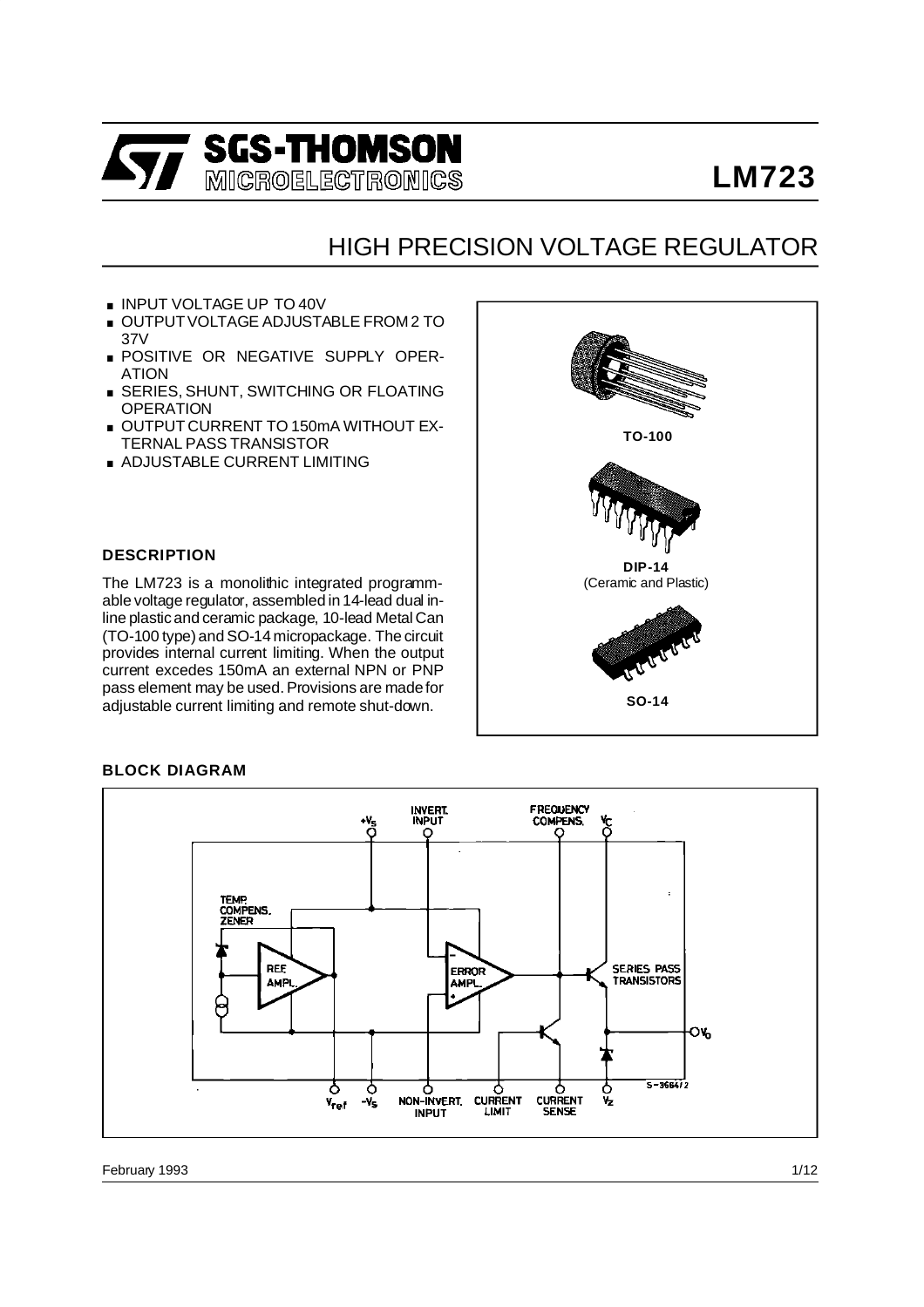# LM723

## HIGH PRECISION VOLTAGE REGULATOR

- INPUT VOLTAGE UP TO 40V
- OUTPUT VOLTAGE ADJUSTABLE FROM 2 TO 37V
- POSITIVE OR NEGATIVE SUPPLY OPERATION
- SERIES, SHUNT, SWITCHING OR FLOATING OPERATION
- OUTPUT CURRENT TO 150mA WITHOUT EXTERNAL PASS TRANSISTOR
- ADJUSTABLE CURRENT LIMITING

TO-100

DIP-14 (Ceramic and Plastic)

SO-14

### DESCRIPTION

The LM723 is a monolithic integrated programmable voltage regulator, assembled in 14-lead dual in-line plastic and ceramic package, 10-lead Metal Can (TO-100 type) and SO-14 micropackage. The circuit provides internal current limiting. When the output current excedes 150mA an external NPN or PNP pass element may be used. Provisions are made for adjustable current limiting and remote shut-down.

### BLOCK DIAGRAM

February 1993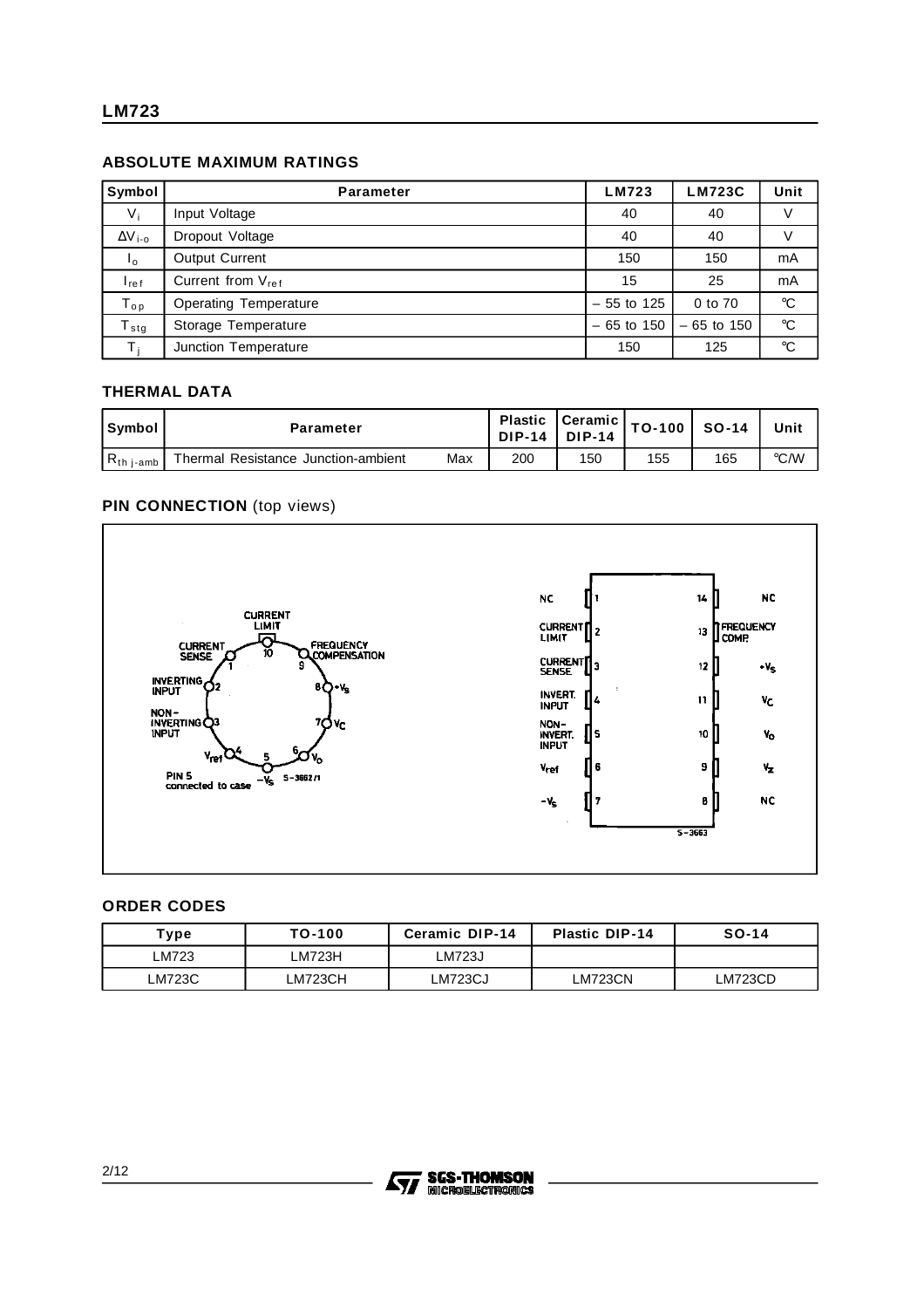## ABSOLUTE MAXIMUM RATINGS

| Symbol | Parameter | LM723 | LM723C | Unit |
|---|---|---|---|---|
| $V_i$ | Input Voltage | 40 | 40 | V |
| $\Delta V_{i-o}$ | Dropout Voltage | 40 | 40 | V |
| $I_o$ | Output Current | 150 | 150 | mA |
| $I_{ref}$ | Current from $V_{ref}$ | 15 | 25 | mA |
| $T_{op}$ | Operating Temperature | – 55 to 125 | 0 to 70 | °C |
| $T_{stg}$ | Storage Temperature | – 65 to 150 | – 65 to 150 | °C |
| $T_j$ | Junction Temperature | 150 | 125 | °C |

## THERMAL DATA

| Symbol | Parameter | | Plastic DIP-14 | Ceramic DIP-14 | TO-100 | SO-14 | Unit |
|---|---|---|---|---|---|---|---|
| $R_{th\ j-amb}$ | Thermal Resistance Junction-ambient | Max | 200 | 150 | 155 | 165 | °C/W |

## PIN CONNECTION (top views)

TO-100 (S-3662/1): 1 CURRENT SENSE, 2 INVERTING INPUT, 3 NON-INVERTING INPUT, 4 $V_{ref}$, 5 $-V_S$, 6 $V_O$, 7 $V_C$, 8 $+V_S$, 9 FREQUENCY COMPENSATION, 10 CURRENT LIMIT. PIN 5 connected to case.

DIP-14 / SO-14 (S-3663):

| Pin | Function | Pin | Function |
|---|---|---|---|
| 1 | NC | 14 | NC |
| 2 | CURRENT LIMIT | 13 | FREQUENCY COMP. |
| 3 | CURRENT SENSE | 12 | $+V_S$ |
| 4 | INVERT. INPUT | 11 | $V_C$ |
| 5 | NON-INVERT. INPUT | 10 | $V_O$ |
| 6 | $V_{ref}$ | 9 | $V_Z$ |
| 7 | $-V_S$ | 8 | NC |

## ORDER CODES

| Type | TO-100 | Ceramic DIP-14 | Plastic DIP-14 | SO-14 |
|---|---|---|---|---|
| LM723 | LM723H | LM723J | | |
| LM723C | LM723CH | LM723CJ | LM723CN | LM723CD |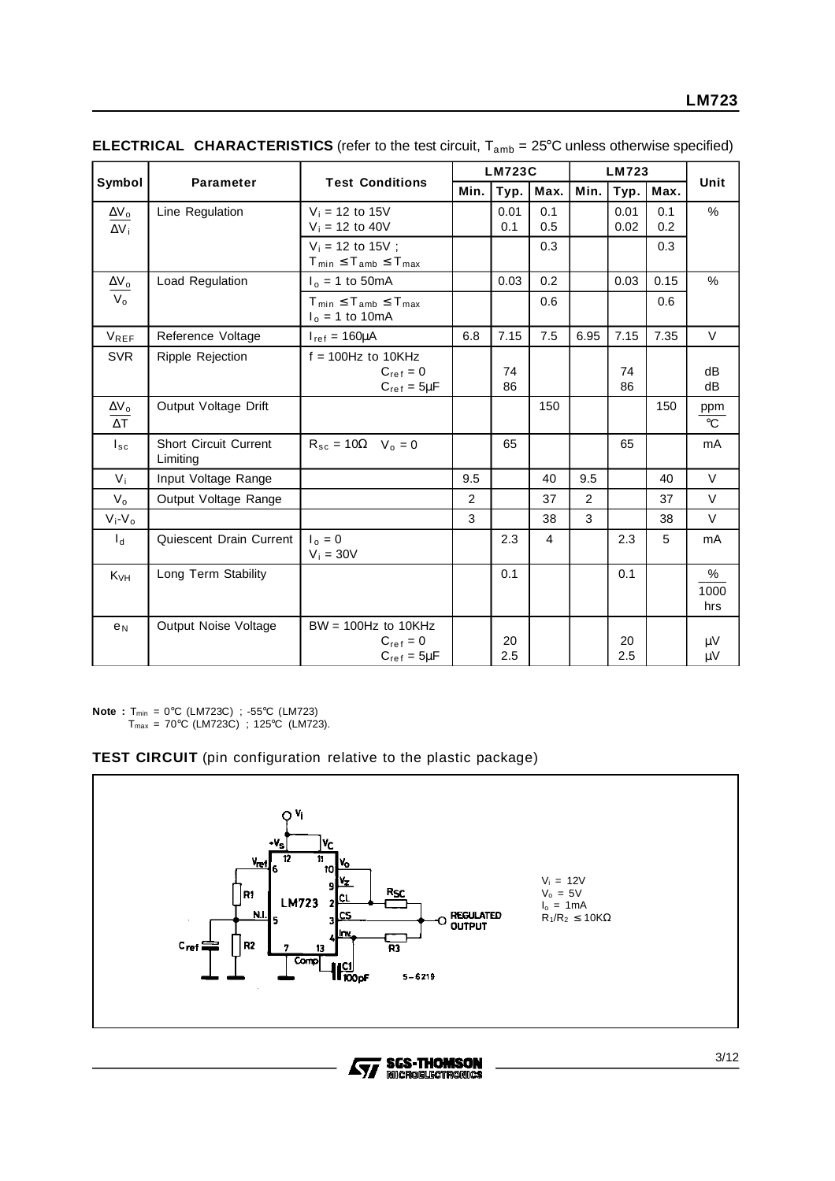## ELECTRICAL CHARACTERISTICS (refer to the test circuit, $T_{amb}$ = 25°C unless otherwise specified)

| Symbol | Parameter | Test Conditions | LM723C | | | LM723 | | | Unit |
|---|---|---|---|---|---|---|---|---|---|
| | | | Min. | Typ. | Max. | Min. | Typ. | Max. | |
| $\frac{\Delta V_o}{\Delta V_i}$ | Line Regulation | $V_i$ = 12 to 15V<br>$V_i$ = 12 to 40V | | 0.01<br>0.1 | 0.1<br>0.5 | | 0.01<br>0.02 | 0.1<br>0.2 | % |
| | | $V_i$ = 12 to 15V ; $T_{min} \leq T_{amb} \leq T_{max}$ | | | 0.3 | | | 0.3 | |
| $\frac{\Delta V_o}{V_o}$ | Load Regulation | $I_o$ = 1 to 50mA | | 0.03 | 0.2 | | 0.03 | 0.15 | % |
| | | $T_{min} \leq T_{amb} \leq T_{max}$<br>$I_o$ = 1 to 10mA | | | 0.6 | | | 0.6 | |
| $V_{REF}$ | Reference Voltage | $I_{ref}$ = 160µA | 6.8 | 7.15 | 7.5 | 6.95 | 7.15 | 7.35 | V |
| SVR | Ripple Rejection | f = 100Hz to 10KHz<br>$C_{ref}$ = 0<br>$C_{ref}$ = 5µF | | 74<br>86 | | | 74<br>86 | | dB<br>dB |
| $\frac{\Delta V_o}{\Delta T}$ | Output Voltage Drift | | | | 150 | | | 150 | ppm/°C |
| $I_{sc}$ | Short Circuit Current Limiting | $R_{sc}$ = 10Ω $V_o$ = 0 | | 65 | | | 65 | | mA |
| $V_i$ | Input Voltage Range | | 9.5 | | 40 | 9.5 | | 40 | V |
| $V_o$ | Output Voltage Range | | 2 | | 37 | 2 | | 37 | V |
| $V_i$-$V_o$ | | | 3 | | 38 | 3 | | 38 | V |
| $I_d$ | Quiescent Drain Current | $I_o$ = 0<br>$V_i$ = 30V | | 2.3 | 4 | | 2.3 | 5 | mA |
| $K_{VH}$ | Long Term Stability | | | 0.1 | | | 0.1 | | %/1000 hrs |
| $e_N$ | Output Noise Voltage | BW = 100Hz to 10KHz<br>$C_{ref}$ = 0<br>$C_{ref}$ = 5µF | | 20<br>2.5 | | | 20<br>2.5 | | µV<br>µV |

**Note :** $T_{min}$ = 0°C (LM723C) ; -55°C (LM723)
$T_{max}$ = 70°C (LM723C) ; 125°C (LM723).

**TEST CIRCUIT** (pin configuration relative to the plastic package)

$V_i$ = 12V
$V_o$ = 5V
$I_o$ = 1mA
$R_1/R_2 \leq 10K\Omega$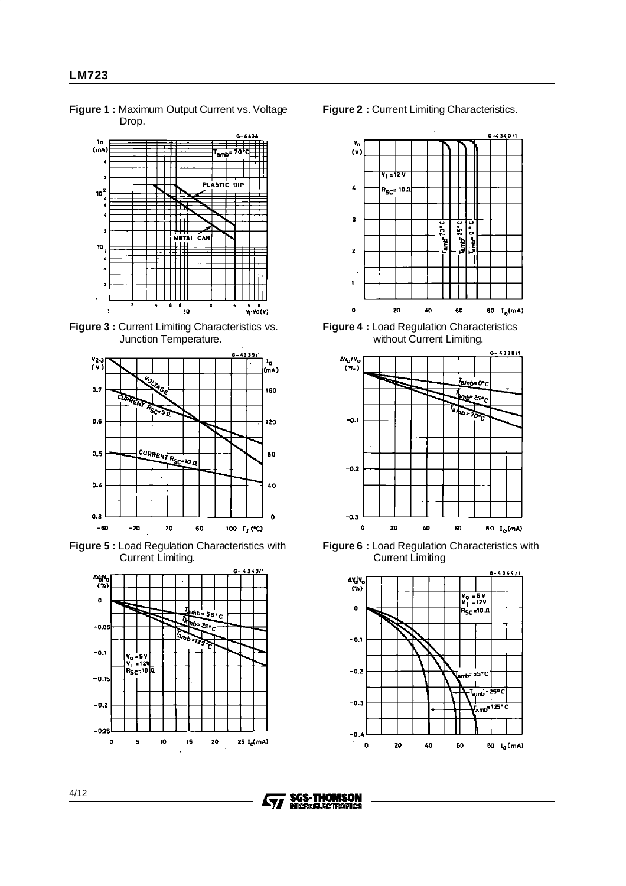**Figure 1 :** Maximum Output Current vs. Voltage Drop.

**Figure 2 :** Current Limiting Characteristics.

**Figure 3 :** Current Limiting Characteristics vs. Junction Temperature.

**Figure 4 :** Load Regulation Characteristics without Current Limiting.

**Figure 5 :** Load Regulation Characteristics with Current Limiting.

**Figure 6 :** Load Regulation Characteristics with Current Limiting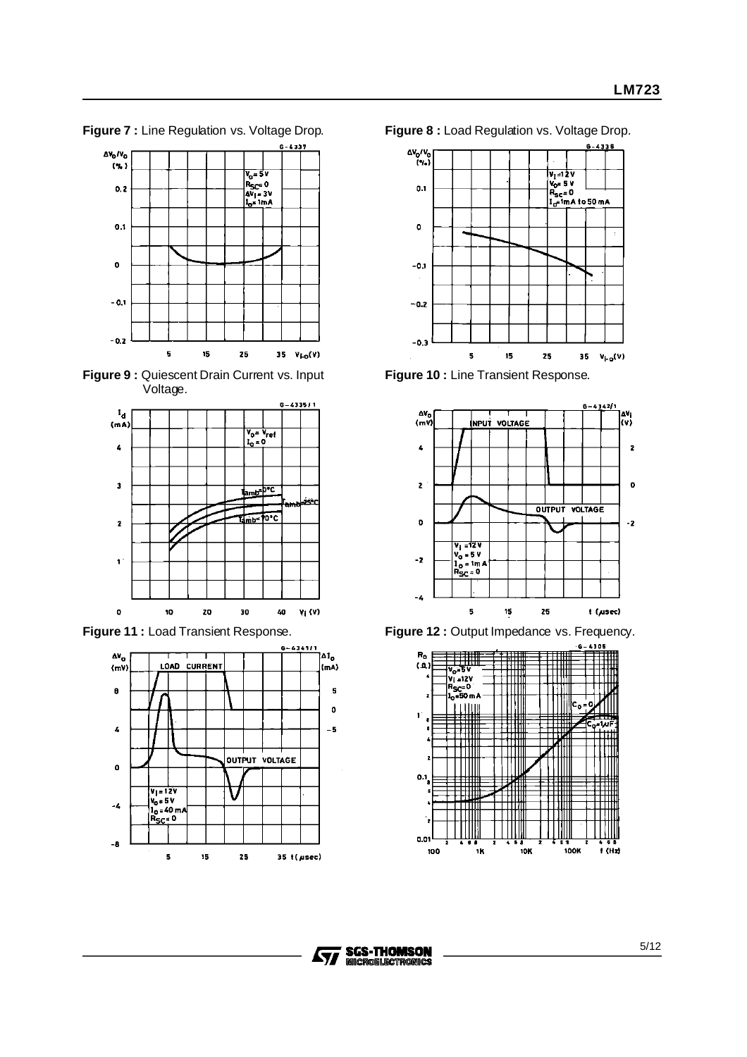**Figure 7 :** Line Regulation vs. Voltage Drop.

**Figure 8 :** Load Regulation vs. Voltage Drop.

**Figure 9 :** Quiescent Drain Current vs. Input Voltage.

**Figure 10 :** Line Transient Response.

**Figure 11 :** Load Transient Response.

**Figure 12 :** Output Impedance vs. Frequency.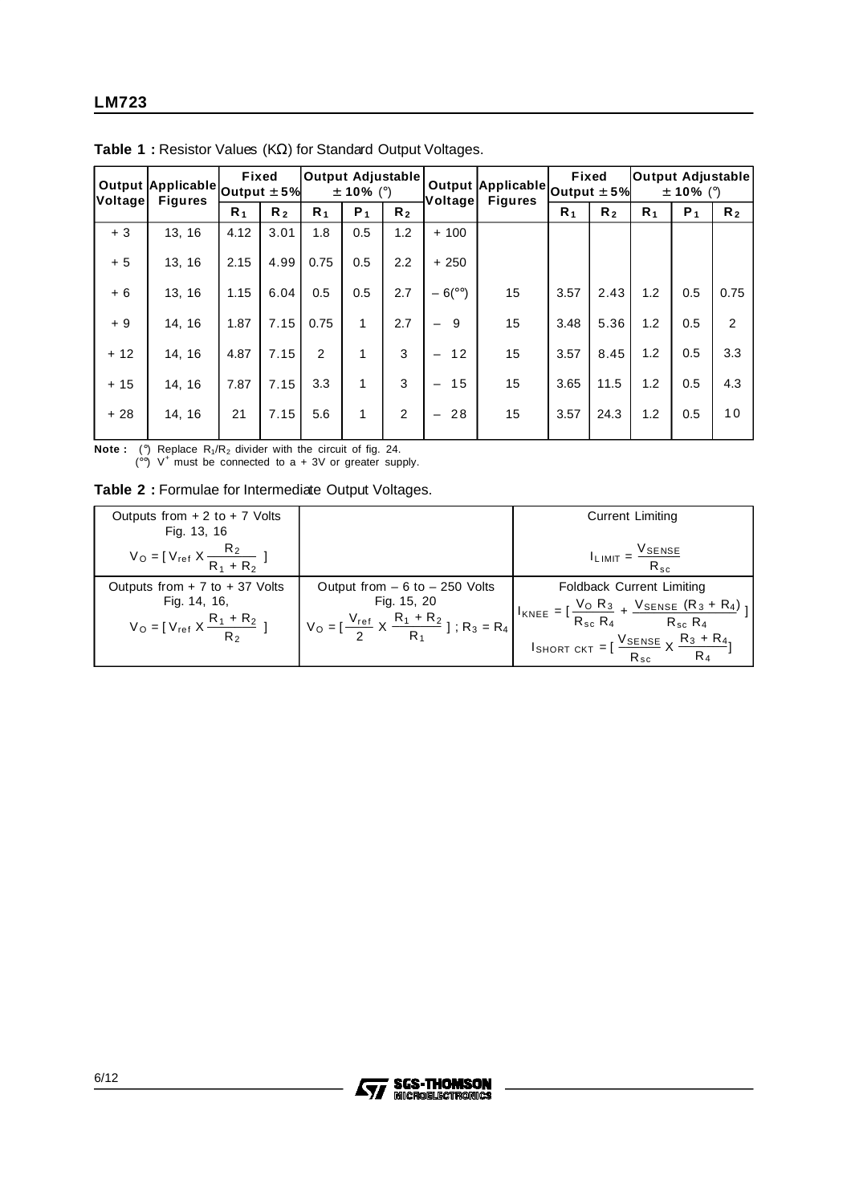**Table 1 :** Resistor Values (KΩ) for Standard Output Voltages.

| Output Voltage | Applicable Figures | Fixed Output ± 5% | | Output Adjustable ± 10% (°) | | | Output Voltage | Applicable Figures | Fixed Output ± 5% | | Output Adjustable ± 10% (°) | | |
|---|---|---|---|---|---|---|---|---|---|---|---|---|---|
| | | $R_1$ | $R_2$ | $R_1$ | $P_1$ | $R_2$ | | | $R_1$ | $R_2$ | $R_1$ | $P_1$ | $R_2$ |
| + 3 | 13, 16 | 4.12 | 3.01 | 1.8 | 0.5 | 1.2 | + 100 | | | | | | |
| + 5 | 13, 16 | 2.15 | 4.99 | 0.75 | 0.5 | 2.2 | + 250 | | | | | | |
| + 6 | 13, 16 | 1.15 | 6.04 | 0.5 | 0.5 | 2.7 | – 6(°°) | 15 | 3.57 | 2.43 | 1.2 | 0.5 | 0.75 |
| + 9 | 14, 16 | 1.87 | 7.15 | 0.75 | 1 | 2.7 | – 9 | 15 | 3.48 | 5.36 | 1.2 | 0.5 | 2 |
| + 12 | 14, 16 | 4.87 | 7.15 | 2 | 1 | 3 | – 12 | 15 | 3.57 | 8.45 | 1.2 | 0.5 | 3.3 |
| + 15 | 14, 16 | 7.87 | 7.15 | 3.3 | 1 | 3 | – 15 | 15 | 3.65 | 11.5 | 1.2 | 0.5 | 4.3 |
| + 28 | 14, 16 | 21 | 7.15 | 5.6 | 1 | 2 | – 28 | 15 | 3.57 | 24.3 | 1.2 | 0.5 | 10 |

**Note :** (°) Replace $R_1/R_2$ divider with the circuit of fig. 24.
(°°) $V^+$ must be connected to a + 3V or greater supply.

**Table 2 :** Formulae for Intermediate Output Voltages.

| Outputs from + 2 to + 7 Volts<br>Fig. 13, 16<br>$V_O = [ V_{ref} \times \frac{R_2}{R_1 + R_2} ]$ | | Current Limiting<br>$I_{LIMIT} = \frac{V_{SENSE}}{R_{sc}}$ |
|---|---|---|
| Outputs from + 7 to + 37 Volts<br>Fig. 14, 16,<br>$V_O = [ V_{ref} \times \frac{R_1 + R_2}{R_2} ]$ | Output from – 6 to – 250 Volts<br>Fig. 15, 20<br>$V_O = [ \frac{V_{ref}}{2} \times \frac{R_1 + R_2}{R_1} ] ; R_3 = R_4$ | Foldback Current Limiting<br>$I_{KNEE} = [ \frac{V_O R_3}{R_{sc} R_4} + \frac{V_{SENSE} (R_3 + R_4)}{R_{sc} R_4} ]$<br>$I_{SHORT\ CKT} = [ \frac{V_{SENSE}}{R_{sc}} \times \frac{R_3 + R_4}{R_4} ]$ |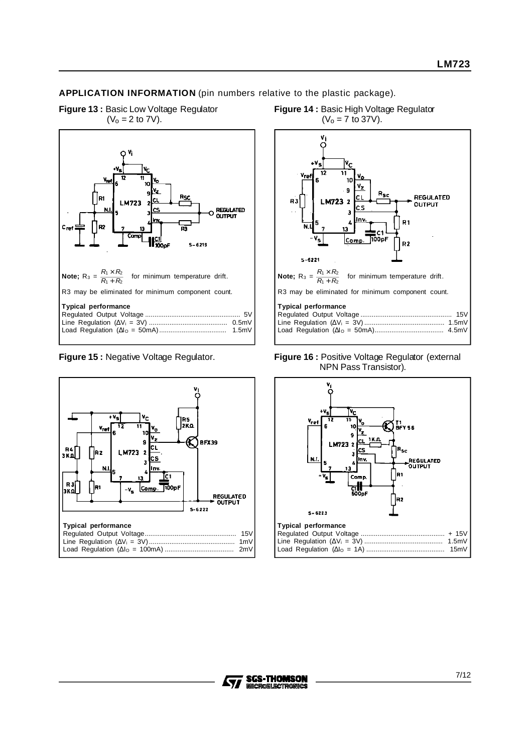## APPLICATION INFORMATION (pin numbers relative to the plastic package).

**Figure 13 :** Basic Low Voltage Regulator ($V_o$ = 2 to 7V).

**Note;** $R_3 = \frac{R_1 \times R_2}{R_1 + R_2}$ for minimum temperature drift.

R3 may be eliminated for minimum component count.

**Typical performance**

| | |
|---|---|
| Regulated Output Voltage | 5V |
| Line Regulation ($\Delta V_i$ = 3V) | 0.5mV |
| Load Regulation ($\Delta I_O$ = 50mA) | 1.5mV |

**Figure 14 :** Basic High Voltage Regulator ($V_o$ = 7 to 37V).

**Note;** $R_3 = \frac{R_1 \times R_2}{R_1 + R_2}$ for minimum temperature drift.

R3 may be eliminated for minimum component count.

**Typical performance**

| | |
|---|---|
| Regulated Output Voltage | 15V |
| Line Regulation ($\Delta V_i$ = 3V) | 1.5mV |
| Load Regulation ($\Delta I_O$ = 50mA) | 4.5mV |

**Figure 15 :** Negative Voltage Regulator.

**Typical performance**

| | |
|---|---|
| Regulated Output Voltage | 15V |
| Line Regulation ($\Delta V_i$ = 3V) | 1mV |
| Load Regulation ($\Delta I_O$ = 100mA) | 2mV |

**Figure 16 :** Positive Voltage Regulator (external NPN Pass Transistor).

**Typical performance**

| | |
|---|---|
| Regulated Output Voltage | + 15V |
| Line Regulation ($\Delta V_i$ = 3V) | 1.5mV |
| Load Regulation ($\Delta I_O$ = 1A) | 15mV |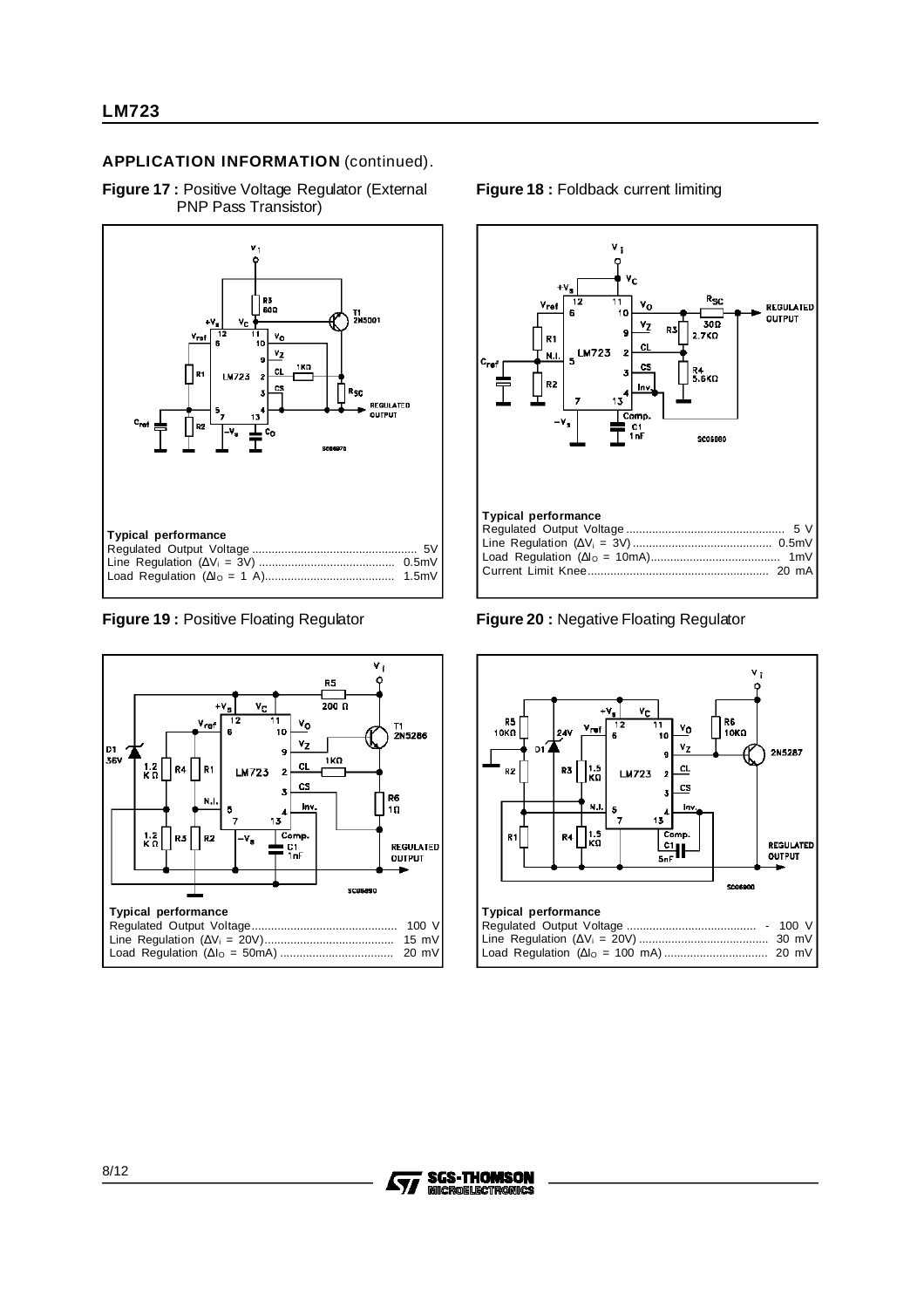## APPLICATION INFORMATION (continued).

**Figure 17 :** Positive Voltage Regulator (External PNP Pass Transistor)

**Typical performance**

| | |
|---|---|
| Regulated Output Voltage | 5V |
| Line Regulation ($\Delta V_I$ = 3V) | 0.5mV |
| Load Regulation ($\Delta I_O$ = 1 A) | 1.5mV |

**Figure 18 :** Foldback current limiting

**Typical performance**

| | |
|---|---|
| Regulated Output Voltage | 5 V |
| Line Regulation ($\Delta V_I$ = 3V) | 0.5mV |
| Load Regulation ($\Delta I_O$ = 10mA) | 1mV |
| Current Limit Knee | 20 mA |

**Figure 19 :** Positive Floating Regulator

**Typical performance**

| | |
|---|---|
| Regulated Output Voltage | 100 V |
| Line Regulation ($\Delta V_I$ = 20V) | 15 mV |
| Load Regulation ($\Delta I_O$ = 50mA) | 20 mV |

**Figure 20 :** Negative Floating Regulator

**Typical performance**

| | |
|---|---|
| Regulated Output Voltage | - 100 V |
| Line Regulation ($\Delta V_I$ = 20V) | 30 mV |
| Load Regulation ($\Delta I_O$ = 100 mA) | 20 mV |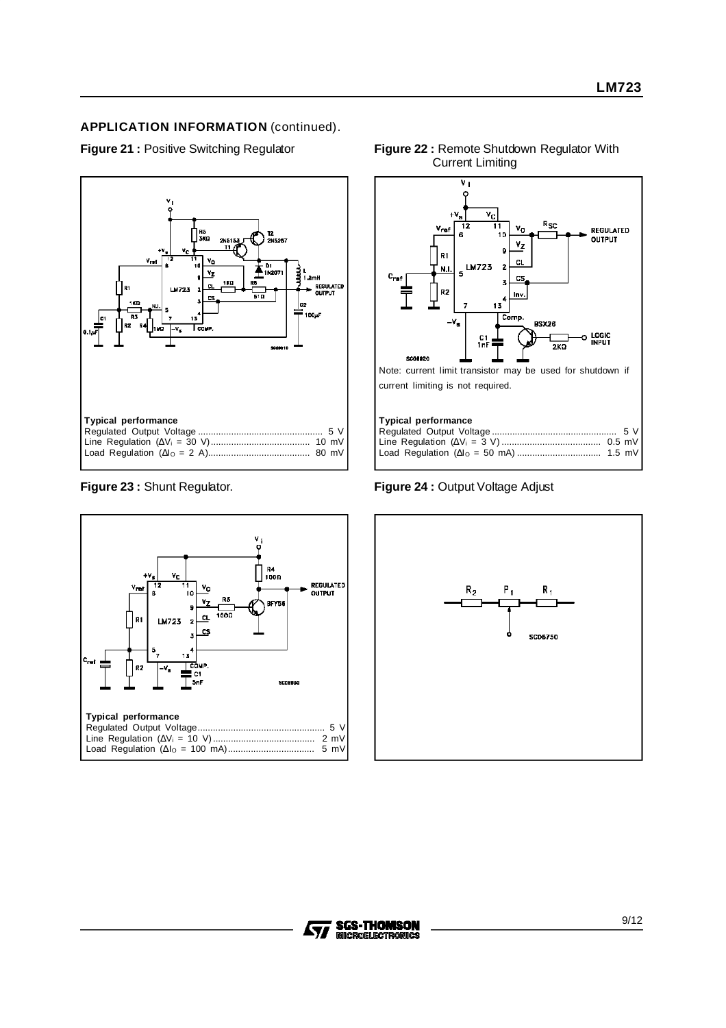## APPLICATION INFORMATION (continued).

**Figure 21 :** Positive Switching Regulator

**Typical performance**

| | |
|---|---|
| Regulated Output Voltage | 5 V |
| Line Regulation ($\Delta V_I$ = 30 V) | 10 mV |
| Load Regulation ($\Delta I_O$ = 2 A) | 80 mV |

**Figure 22 :** Remote Shutdown Regulator With Current Limiting

Note: current limit transistor may be used for shutdown if current limiting is not required.

**Typical performance**

| | |
|---|---|
| Regulated Output Voltage | 5 V |
| Line Regulation ($\Delta V_I$ = 3 V) | 0.5 mV |
| Load Regulation ($\Delta I_O$ = 50 mA) | 1.5 mV |

**Figure 23 :** Shunt Regulator.

**Typical performance**

| | |
|---|---|
| Regulated Output Voltage | 5 V |
| Line Regulation ($\Delta V_I$ = 10 V) | 2 mV |
| Load Regulation ($\Delta I_O$ = 100 mA) | 5 mV |

**Figure 24 :** Output Voltage Adjust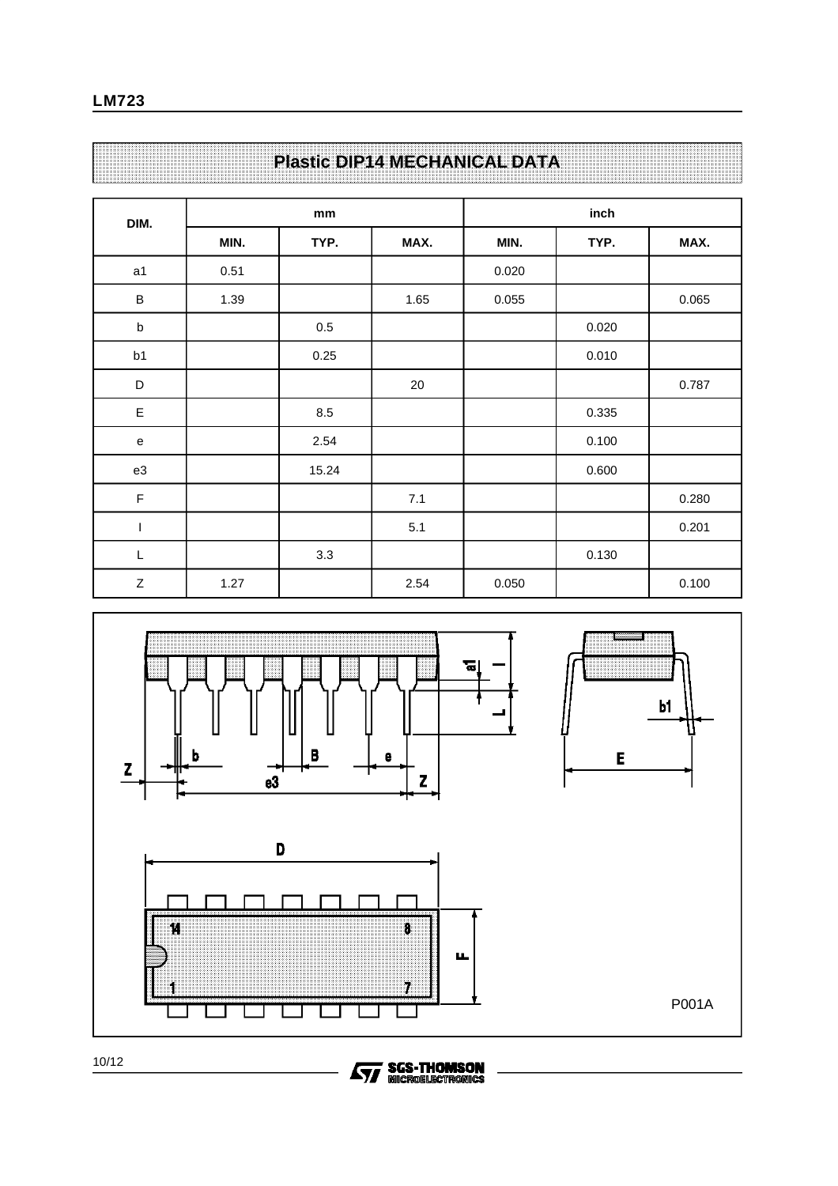## Plastic DIP14 MECHANICAL DATA

| DIM. | mm | | | inch | | |
|---|---|---|---|---|---|---|
| | MIN. | TYP. | MAX. | MIN. | TYP. | MAX. |
| a1 | 0.51 | | | 0.020 | | |
| B | 1.39 | | 1.65 | 0.055 | | 0.065 |
| b | | 0.5 | | | 0.020 | |
| b1 | | 0.25 | | | 0.010 | |
| D | | | 20 | | | 0.787 |
| E | | 8.5 | | | 0.335 | |
| e | | 2.54 | | | 0.100 | |
| e3 | | 15.24 | | | 0.600 | |
| F | | | 7.1 | | | 0.280 |
| I | | | 5.1 | | | 0.201 |
| L | | 3.3 | | | 0.130 | |
| Z | 1.27 | | 2.54 | 0.050 | | 0.100 |

P001A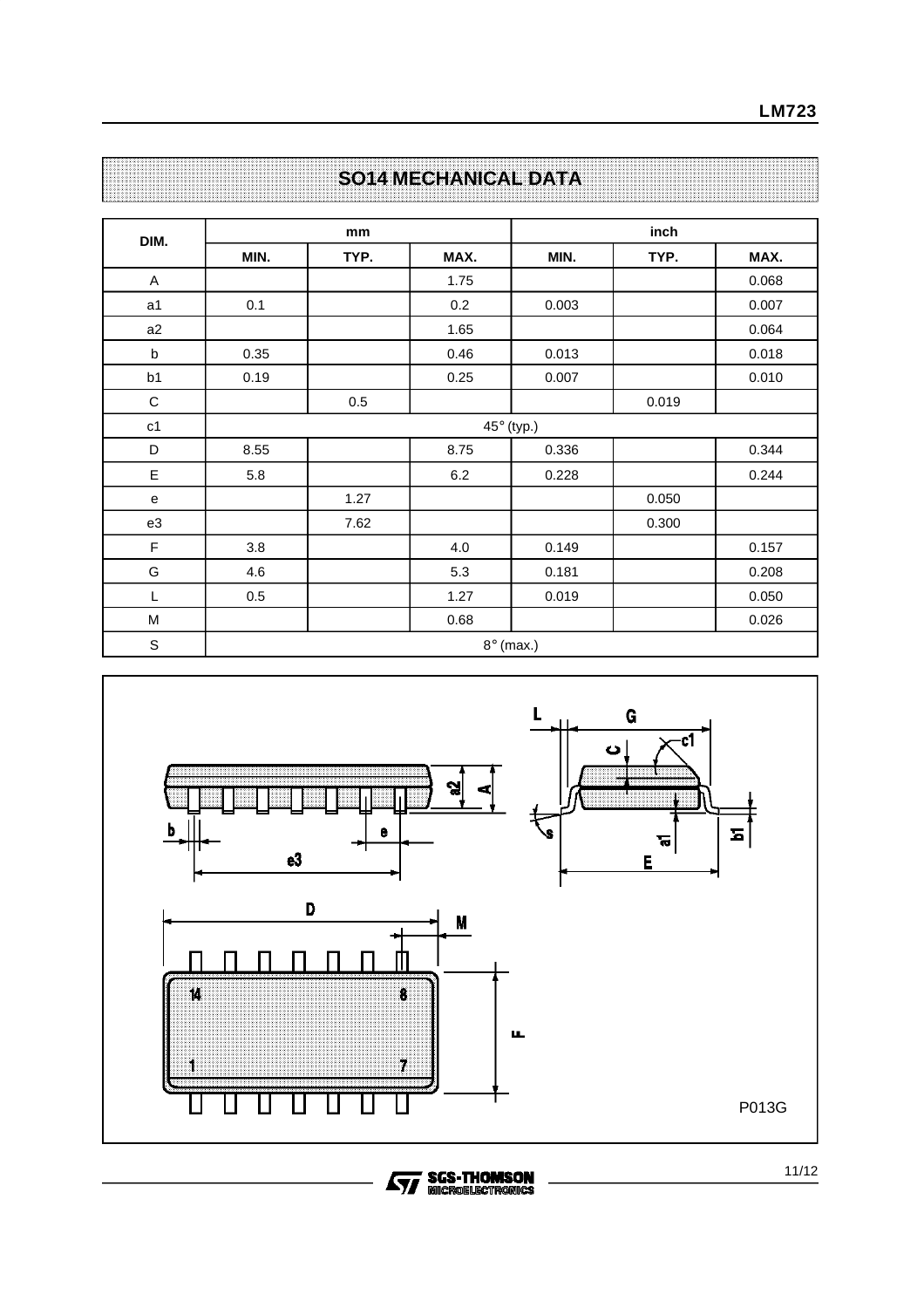## SO14 MECHANICAL DATA

| DIM. | mm | | | inch | | |
|---|---|---|---|---|---|---|
| | MIN. | TYP. | MAX. | MIN. | TYP. | MAX. |
| A | | | 1.75 | | | 0.068 |
| a1 | 0.1 | | 0.2 | 0.003 | | 0.007 |
| a2 | | | 1.65 | | | 0.064 |
| b | 0.35 | | 0.46 | 0.013 | | 0.018 |
| b1 | 0.19 | | 0.25 | 0.007 | | 0.010 |
| C | | 0.5 | | | 0.019 | |
| c1 | 45° (typ.) | | | | | |
| D | 8.55 | | 8.75 | 0.336 | | 0.344 |
| E | 5.8 | | 6.2 | 0.228 | | 0.244 |
| e | | 1.27 | | | 0.050 | |
| e3 | | 7.62 | | | 0.300 | |
| F | 3.8 | | 4.0 | 0.149 | | 0.157 |
| G | 4.6 | | 5.3 | 0.181 | | 0.208 |
| L | 0.5 | | 1.27 | 0.019 | | 0.050 |
| M | | | 0.68 | | | 0.026 |
| S | 8° (max.) | | | | | |

P013G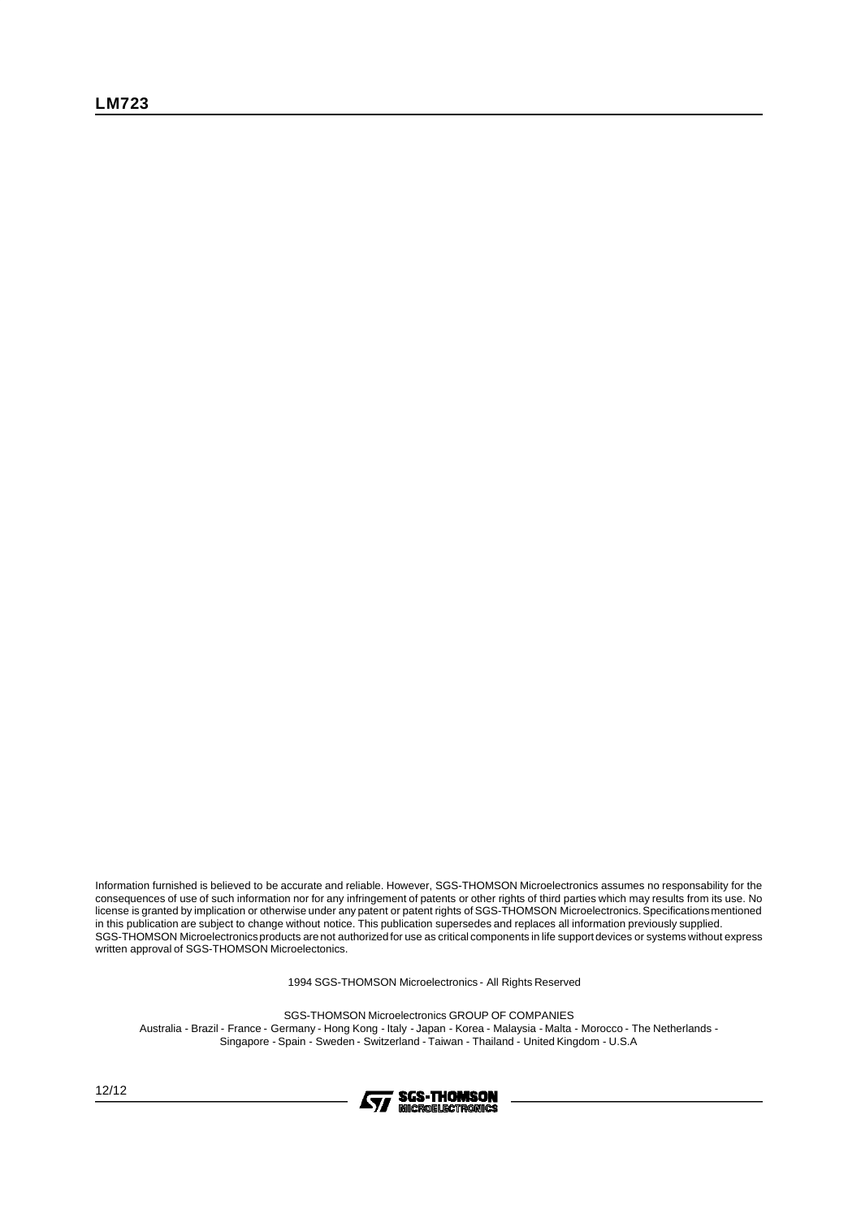Information furnished is believed to be accurate and reliable. However, SGS-THOMSON Microelectronics assumes no responsability for the consequences of use of such information nor for any infringement of patents or other rights of third parties which may results from its use. No license is granted by implication or otherwise under any patent or patent rights of SGS-THOMSON Microelectronics. Specifications mentioned in this publication are subject to change without notice. This publication supersedes and replaces all information previously supplied. SGS-THOMSON Microelectronics products are not authorized for use as critical components in life support devices or systems without express written approval of SGS-THOMSON Microelectonics.

1994 SGS-THOMSON Microelectronics - All Rights Reserved

SGS-THOMSON Microelectronics GROUP OF COMPANIES

Australia - Brazil - France - Germany - Hong Kong - Italy - Japan - Korea - Malaysia - Malta - Morocco - The Netherlands - Singapore - Spain - Sweden - Switzerland - Taiwan - Thailand - United Kingdom - U.S.A